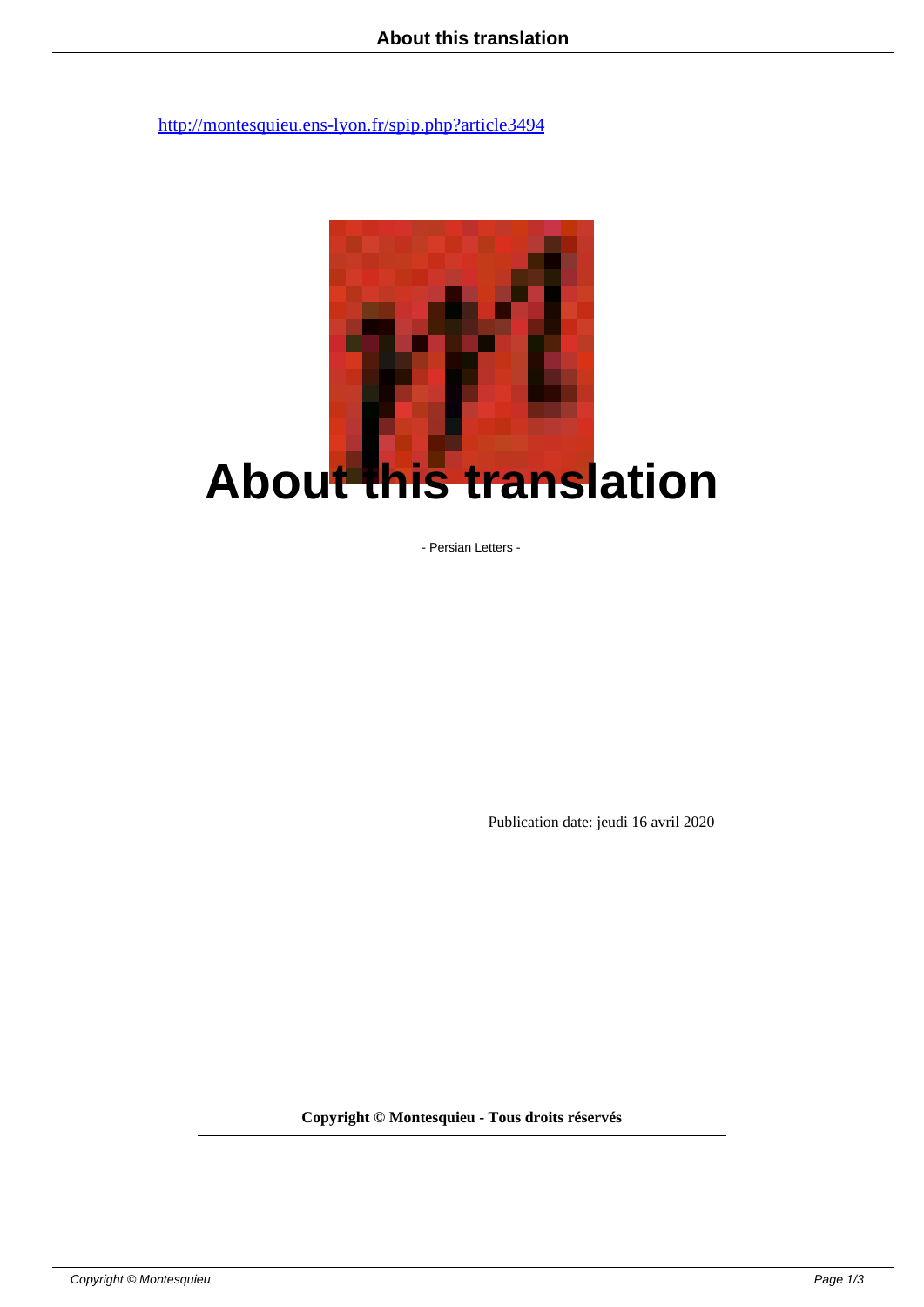http://montesquieu.ens-lyon.fr/spip.php?article3494

# About this translation

- Persian Letters -

Publication date: jeudi 16 avril 2020

**Copyright © Montesquieu - Tous droits réservés**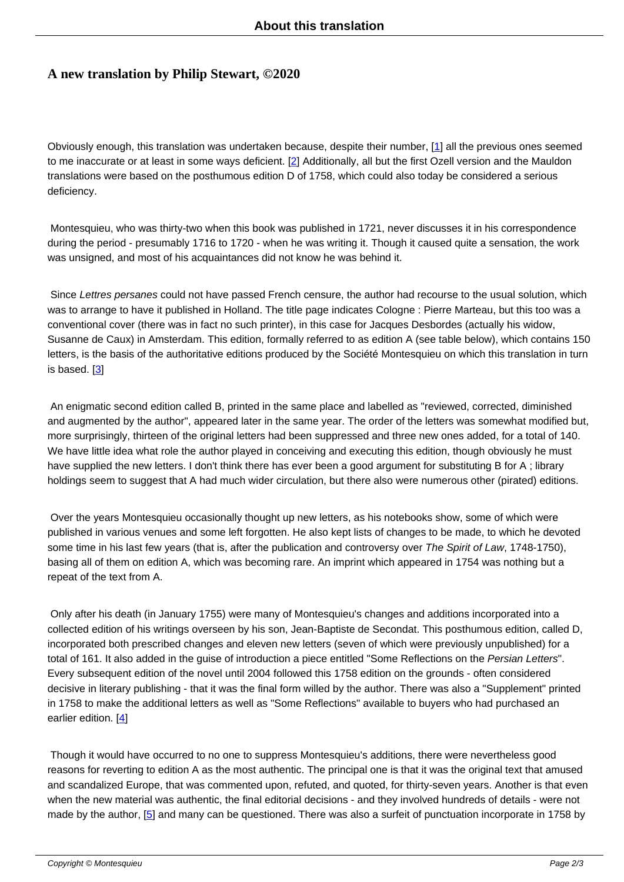## A new translation by Philip Stewart, ©2020

Obviously enough, this translation was undertaken because, despite their number, [1] all the previous ones seemed to me inaccurate or at least in some ways deficient. [2] Additionally, all but the first Ozell version and the Mauldon translations were based on the posthumous edition D of 1758, which could also today be considered a serious deficiency.

Montesquieu, who was thirty-two when this book was published in 1721, never discusses it in his correspondence during the period - presumably 1716 to 1720 - when he was writing it. Though it caused quite a sensation, the work was unsigned, and most of his acquaintances did not know he was behind it.

Since *Lettres persanes* could not have passed French censure, the author had recourse to the usual solution, which was to arrange to have it published in Holland. The title page indicates Cologne : Pierre Marteau, but this too was a conventional cover (there was in fact no such printer), in this case for Jacques Desbordes (actually his widow, Susanne de Caux) in Amsterdam. This edition, formally referred to as edition A (see table below), which contains 150 letters, is the basis of the authoritative editions produced by the Société Montesquieu on which this translation in turn is based. [3]

An enigmatic second edition called B, printed in the same place and labelled as "reviewed, corrected, diminished and augmented by the author", appeared later in the same year. The order of the letters was somewhat modified but, more surprisingly, thirteen of the original letters had been suppressed and three new ones added, for a total of 140. We have little idea what role the author played in conceiving and executing this edition, though obviously he must have supplied the new letters. I don't think there has ever been a good argument for substituting B for A ; library holdings seem to suggest that A had much wider circulation, but there also were numerous other (pirated) editions.

Over the years Montesquieu occasionally thought up new letters, as his notebooks show, some of which were published in various venues and some left forgotten. He also kept lists of changes to be made, to which he devoted some time in his last few years (that is, after the publication and controversy over *The Spirit of Law*, 1748-1750), basing all of them on edition A, which was becoming rare. An imprint which appeared in 1754 was nothing but a repeat of the text from A.

Only after his death (in January 1755) were many of Montesquieu's changes and additions incorporated into a collected edition of his writings overseen by his son, Jean-Baptiste de Secondat. This posthumous edition, called D, incorporated both prescribed changes and eleven new letters (seven of which were previously unpublished) for a total of 161. It also added in the guise of introduction a piece entitled "Some Reflections on the *Persian Letters*". Every subsequent edition of the novel until 2004 followed this 1758 edition on the grounds - often considered decisive in literary publishing - that it was the final form willed by the author. There was also a "Supplement" printed in 1758 to make the additional letters as well as "Some Reflections" available to buyers who had purchased an earlier edition. [4]

Though it would have occurred to no one to suppress Montesquieu's additions, there were nevertheless good reasons for reverting to edition A as the most authentic. The principal one is that it was the original text that amused and scandalized Europe, that was commented upon, refuted, and quoted, for thirty-seven years. Another is that even when the new material was authentic, the final editorial decisions - and they involved hundreds of details - were not made by the author, [5] and many can be questioned. There was also a surfeit of punctuation incorporate in 1758 by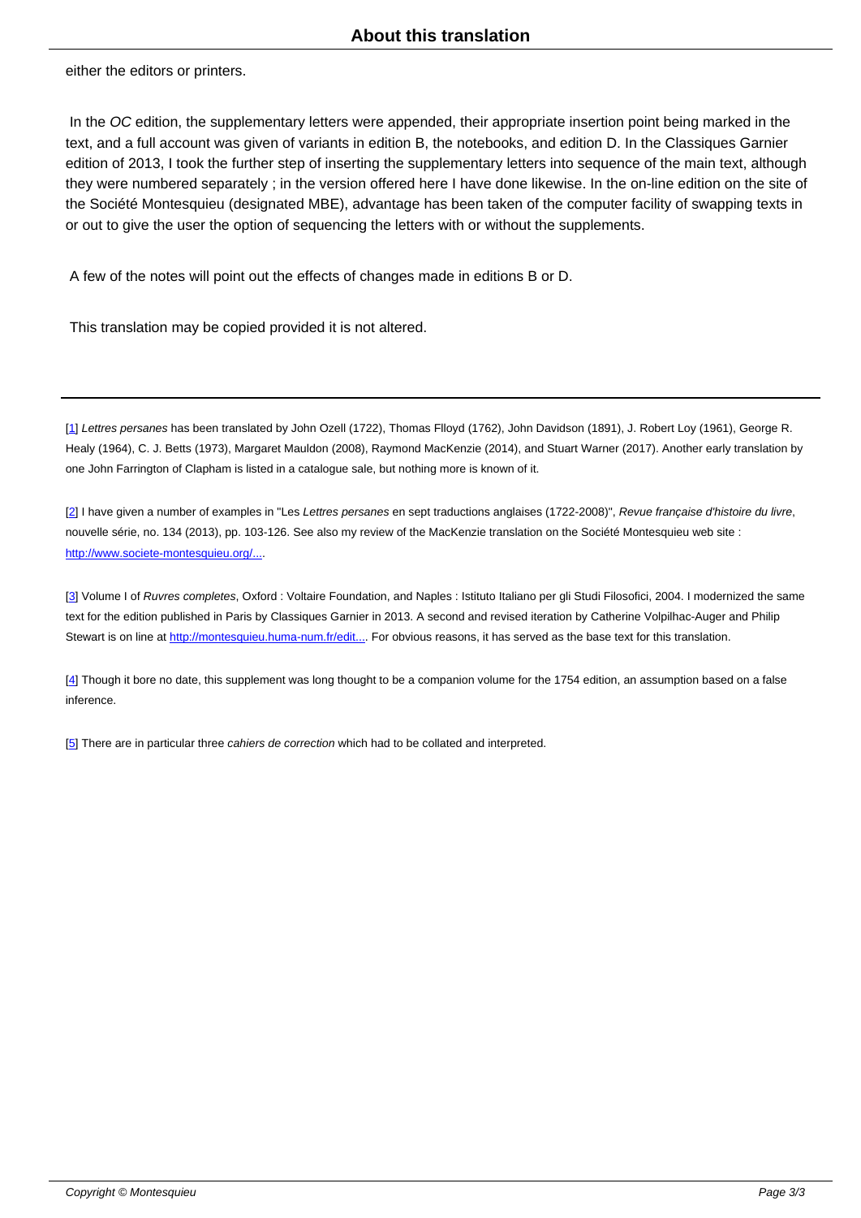either the editors or printers.

In the *OC* edition, the supplementary letters were appended, their appropriate insertion point being marked in the text, and a full account was given of variants in edition B, the notebooks, and edition D. In the Classiques Garnier edition of 2013, I took the further step of inserting the supplementary letters into sequence of the main text, although they were numbered separately ; in the version offered here I have done likewise. In the on-line edition on the site of the Société Montesquieu (designated MBE), advantage has been taken of the computer facility of swapping texts in or out to give the user the option of sequencing the letters with or without the supplements.

A few of the notes will point out the effects of changes made in editions B or D.

This translation may be copied provided it is not altered.

---

[1] *Lettres persanes* has been translated by John Ozell (1722), Thomas Flloyd (1762), John Davidson (1891), J. Robert Loy (1961), George R. Healy (1964), C. J. Betts (1973), Margaret Mauldon (2008), Raymond MacKenzie (2014), and Stuart Warner (2017). Another early translation by one John Farrington of Clapham is listed in a catalogue sale, but nothing more is known of it.

[2] I have given a number of examples in "Les *Lettres persanes* en sept traductions anglaises (1722-2008)", *Revue française d'histoire du livre*, nouvelle série, no. 134 (2013), pp. 103-126. See also my review of the MacKenzie translation on the Société Montesquieu web site : http://www.societe-montesquieu.org/....

[3] Volume I of *Ruvres completes*, Oxford : Voltaire Foundation, and Naples : Istituto Italiano per gli Studi Filosofici, 2004. I modernized the same text for the edition published in Paris by Classiques Garnier in 2013. A second and revised iteration by Catherine Volpilhac-Auger and Philip Stewart is on line at http://montesquieu.huma-num.fr/edit.... For obvious reasons, it has served as the base text for this translation.

[4] Though it bore no date, this supplement was long thought to be a companion volume for the 1754 edition, an assumption based on a false inference.

[5] There are in particular three *cahiers de correction* which had to be collated and interpreted.